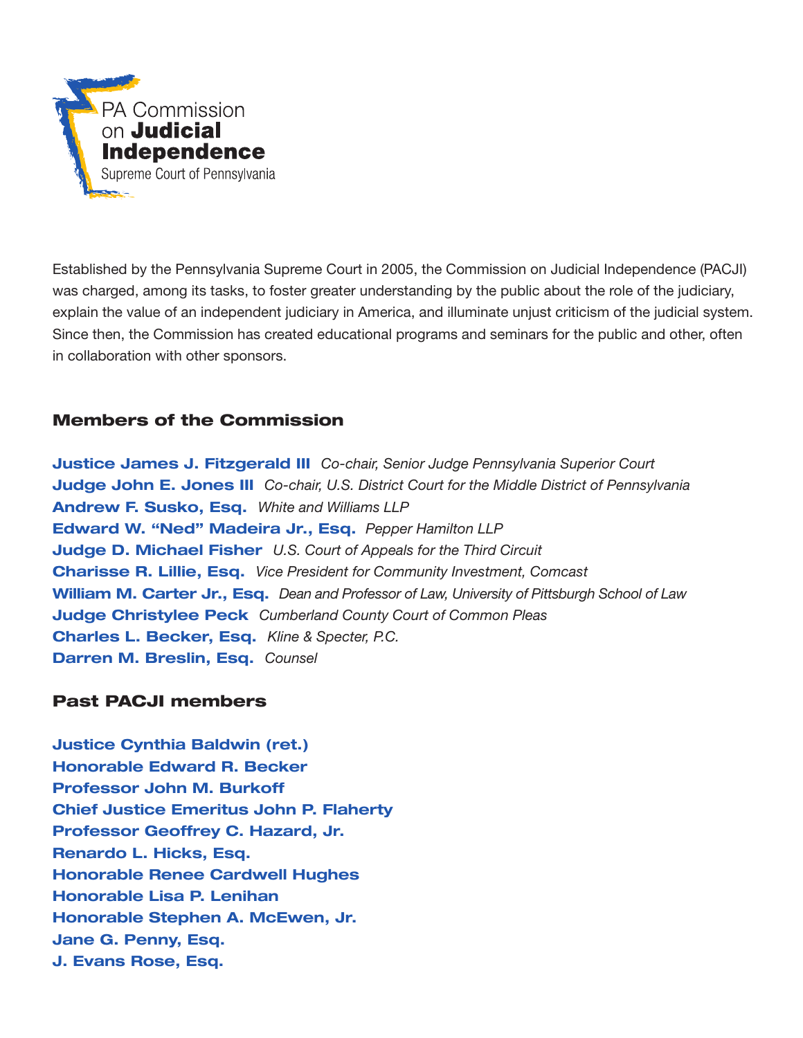PA Commission on **Judicial Independence**
Supreme Court of Pennsylvania

Established by the Pennsylvania Supreme Court in 2005, the Commission on Judicial Independence (PACJI) was charged, among its tasks, to foster greater understanding by the public about the role of the judiciary, explain the value of an independent judiciary in America, and illuminate unjust criticism of the judicial system. Since then, the Commission has created educational programs and seminars for the public and other, often in collaboration with other sponsors.

## Members of the Commission

**Justice James J. Fitzgerald III** *Co-chair, Senior Judge Pennsylvania Superior Court*
**Judge John E. Jones III** *Co-chair, U.S. District Court for the Middle District of Pennsylvania*
**Andrew F. Susko, Esq.** *White and Williams LLP*
**Edward W. "Ned" Madeira Jr., Esq.** *Pepper Hamilton LLP*
**Judge D. Michael Fisher** *U.S. Court of Appeals for the Third Circuit*
**Charisse R. Lillie, Esq.** *Vice President for Community Investment, Comcast*
**William M. Carter Jr., Esq.** *Dean and Professor of Law, University of Pittsburgh School of Law*
**Judge Christylee Peck** *Cumberland County Court of Common Pleas*
**Charles L. Becker, Esq.** *Kline & Specter, P.C.*
**Darren M. Breslin, Esq.** *Counsel*

## Past PACJI members

**Justice Cynthia Baldwin (ret.)**
**Honorable Edward R. Becker**
**Professor John M. Burkoff**
**Chief Justice Emeritus John P. Flaherty**
**Professor Geoffrey C. Hazard, Jr.**
**Renardo L. Hicks, Esq.**
**Honorable Renee Cardwell Hughes**
**Honorable Lisa P. Lenihan**
**Honorable Stephen A. McEwen, Jr.**
**Jane G. Penny, Esq.**
**J. Evans Rose, Esq.**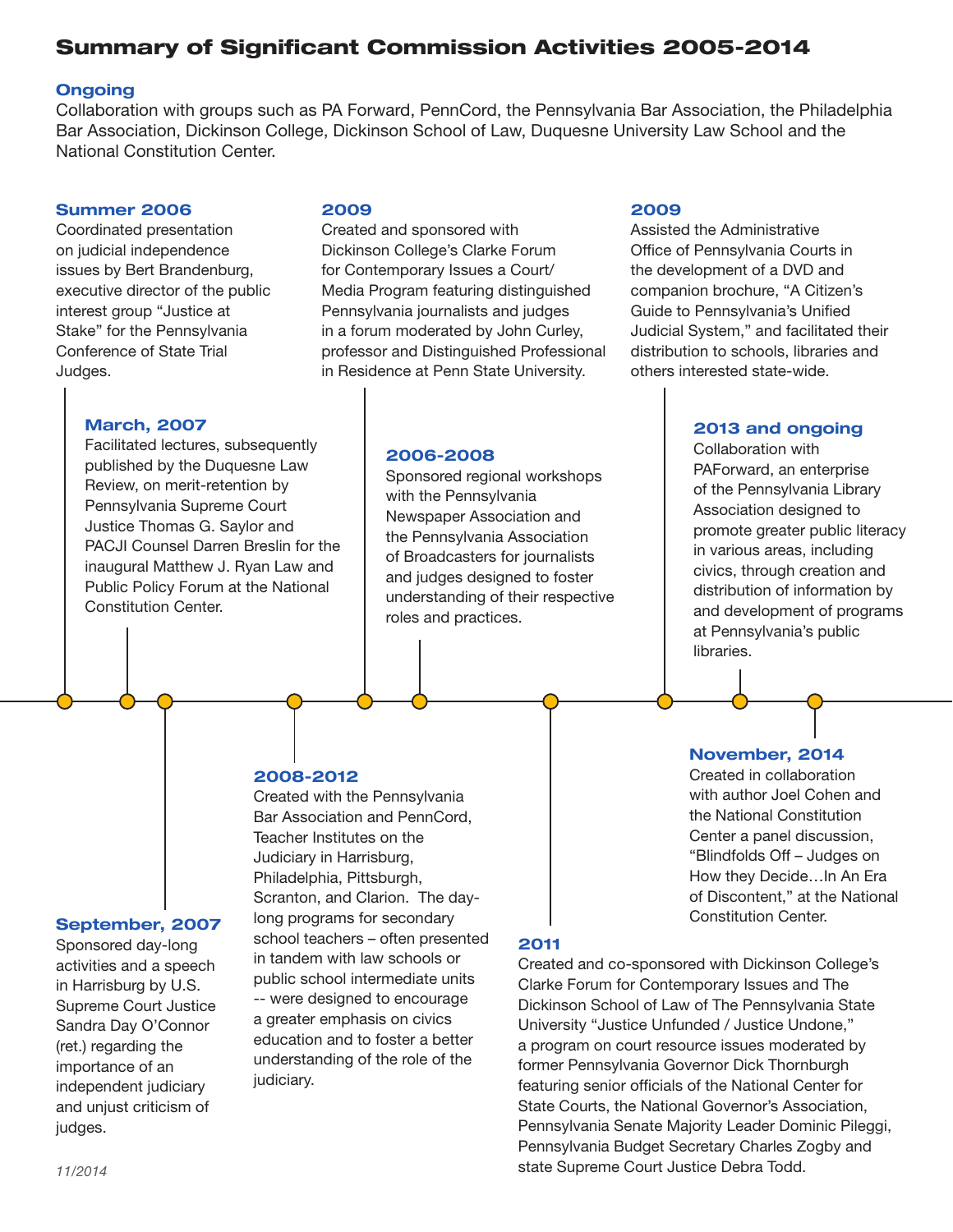# Summary of Significant Commission Activities 2005-2014

### Ongoing

Collaboration with groups such as PA Forward, PennCord, the Pennsylvania Bar Association, the Philadelphia Bar Association, Dickinson College, Dickinson School of Law, Duquesne University Law School and the National Constitution Center.

### Summer 2006

Coordinated presentation on judicial independence issues by Bert Brandenburg, executive director of the public interest group "Justice at Stake" for the Pennsylvania Conference of State Trial Judges.

### March, 2007

Facilitated lectures, subsequently published by the Duquesne Law Review, on merit-retention by Pennsylvania Supreme Court Justice Thomas G. Saylor and PACJI Counsel Darren Breslin for the inaugural Matthew J. Ryan Law and Public Policy Forum at the National Constitution Center.

### September, 2007

Sponsored day-long activities and a speech in Harrisburg by U.S. Supreme Court Justice Sandra Day O'Connor (ret.) regarding the importance of an independent judiciary and unjust criticism of judges.

### 2008-2012

Created with the Pennsylvania Bar Association and PennCord, Teacher Institutes on the Judiciary in Harrisburg, Philadelphia, Pittsburgh, Scranton, and Clarion. The day-long programs for secondary school teachers – often presented in tandem with law schools or public school intermediate units -- were designed to encourage a greater emphasis on civics education and to foster a better understanding of the role of the judiciary.

### 2009

Created and sponsored with Dickinson College's Clarke Forum for Contemporary Issues a Court/Media Program featuring distinguished Pennsylvania journalists and judges in a forum moderated by John Curley, professor and Distinguished Professional in Residence at Penn State University.

### 2006-2008

Sponsored regional workshops with the Pennsylvania Newspaper Association and the Pennsylvania Association of Broadcasters for journalists and judges designed to foster understanding of their respective roles and practices.

### 2011

Created and co-sponsored with Dickinson College's Clarke Forum for Contemporary Issues and The Dickinson School of Law of The Pennsylvania State University "Justice Unfunded / Justice Undone," a program on court resource issues moderated by former Pennsylvania Governor Dick Thornburgh featuring senior officials of the National Center for State Courts, the National Governor's Association, Pennsylvania Senate Majority Leader Dominic Pileggi, Pennsylvania Budget Secretary Charles Zogby and state Supreme Court Justice Debra Todd.

### 2009

Assisted the Administrative Office of Pennsylvania Courts in the development of a DVD and companion brochure, "A Citizen's Guide to Pennsylvania's Unified Judicial System," and facilitated their distribution to schools, libraries and others interested state-wide.

### 2013 and ongoing

Collaboration with PAForward, an enterprise of the Pennsylvania Library Association designed to promote greater public literacy in various areas, including civics, through creation and distribution of information by and development of programs at Pennsylvania's public libraries.

### November, 2014

Created in collaboration with author Joel Cohen and the National Constitution Center a panel discussion, "Blindfolds Off – Judges on How they Decide…In An Era of Discontent," at the National Constitution Center.

*11/2014*